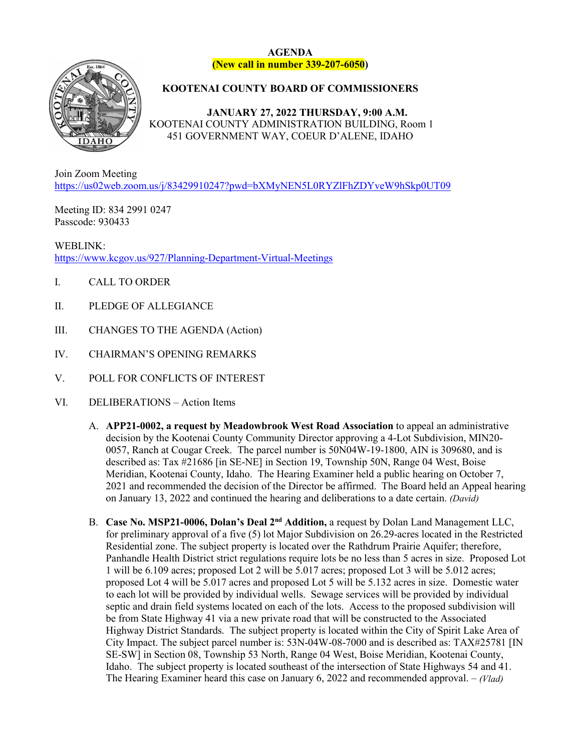**AGENDA**
**(New call in number 339-207-6050)**

# KOOTENAI COUNTY BOARD OF COMMISSIONERS

**JANUARY 27, 2022 THURSDAY, 9:00 A.M.**
KOOTENAI COUNTY ADMINISTRATION BUILDING, Room 1
451 GOVERNMENT WAY, COEUR D'ALENE, IDAHO

Join Zoom Meeting
https://us02web.zoom.us/j/83429910247?pwd=bXMyNEN5L0RYZlFhZDYveW9hSkp0UT09

Meeting ID: 834 2991 0247
Passcode: 930433

WEBLINK:
https://www.kcgov.us/927/Planning-Department-Virtual-Meetings

I. CALL TO ORDER

II. PLEDGE OF ALLEGIANCE

III. CHANGES TO THE AGENDA (Action)

IV. CHAIRMAN'S OPENING REMARKS

V. POLL FOR CONFLICTS OF INTEREST

VI. DELIBERATIONS – Action Items

A. **APP21-0002, a request by Meadowbrook West Road Association** to appeal an administrative decision by the Kootenai County Community Director approving a 4-Lot Subdivision, MIN20-0057, Ranch at Cougar Creek. The parcel number is 50N04W-19-1800, AIN is 309680, and is described as: Tax #21686 [in SE-NE] in Section 19, Township 50N, Range 04 West, Boise Meridian, Kootenai County, Idaho. The Hearing Examiner held a public hearing on October 7, 2021 and recommended the decision of the Director be affirmed. The Board held an Appeal hearing on January 13, 2022 and continued the hearing and deliberations to a date certain. *(David)*

B. **Case No. MSP21-0006, Dolan's Deal 2nd Addition,** a request by Dolan Land Management LLC, for preliminary approval of a five (5) lot Major Subdivision on 26.29-acres located in the Restricted Residential zone. The subject property is located over the Rathdrum Prairie Aquifer; therefore, Panhandle Health District strict regulations require lots be no less than 5 acres in size. Proposed Lot 1 will be 6.109 acres; proposed Lot 2 will be 5.017 acres; proposed Lot 3 will be 5.012 acres; proposed Lot 4 will be 5.017 acres and proposed Lot 5 will be 5.132 acres in size. Domestic water to each lot will be provided by individual wells. Sewage services will be provided by individual septic and drain field systems located on each of the lots. Access to the proposed subdivision will be from State Highway 41 via a new private road that will be constructed to the Associated Highway District Standards. The subject property is located within the City of Spirit Lake Area of City Impact. The subject parcel number is: 53N-04W-08-7000 and is described as: TAX#25781 [IN SE-SW] in Section 08, Township 53 North, Range 04 West, Boise Meridian, Kootenai County, Idaho. The subject property is located southeast of the intersection of State Highways 54 and 41. The Hearing Examiner heard this case on January 6, 2022 and recommended approval. – *(Vlad)*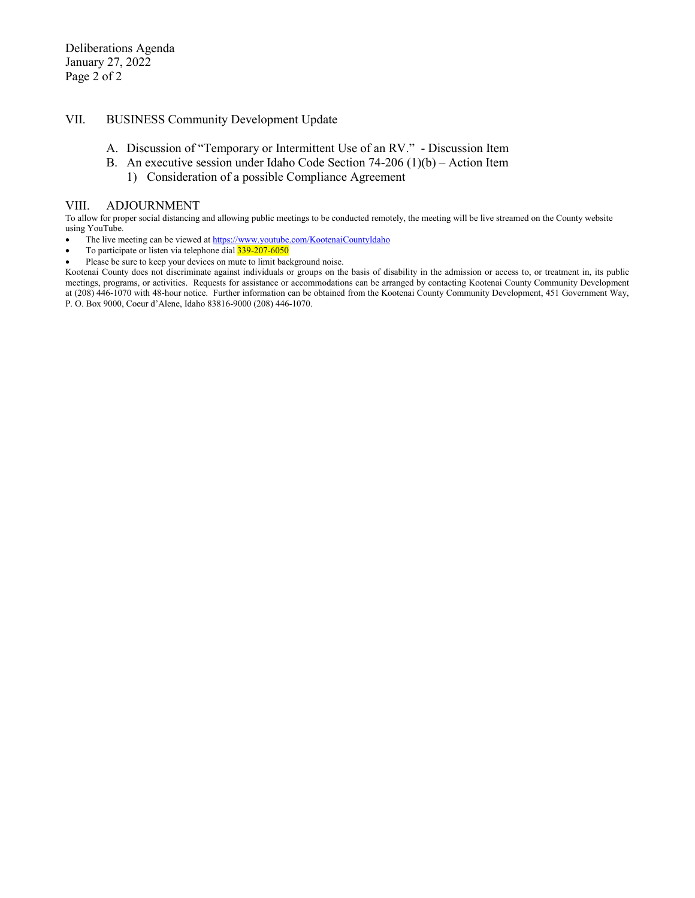## VII. BUSINESS Community Development Update

A. Discussion of "Temporary or Intermittent Use of an RV." - Discussion Item
B. An executive session under Idaho Code Section 74-206 (1)(b) – Action Item
   1) Consideration of a possible Compliance Agreement

## VIII. ADJOURNMENT

To allow for proper social distancing and allowing public meetings to be conducted remotely, the meeting will be live streamed on the County website using YouTube.

- The live meeting can be viewed at https://www.youtube.com/KootenaiCountyIdaho
- To participate or listen via telephone dial 339-207-6050
- Please be sure to keep your devices on mute to limit background noise.

Kootenai County does not discriminate against individuals or groups on the basis of disability in the admission or access to, or treatment in, its public meetings, programs, or activities. Requests for assistance or accommodations can be arranged by contacting Kootenai County Community Development at (208) 446-1070 with 48-hour notice. Further information can be obtained from the Kootenai County Community Development, 451 Government Way, P. O. Box 9000, Coeur d'Alene, Idaho 83816-9000 (208) 446-1070.